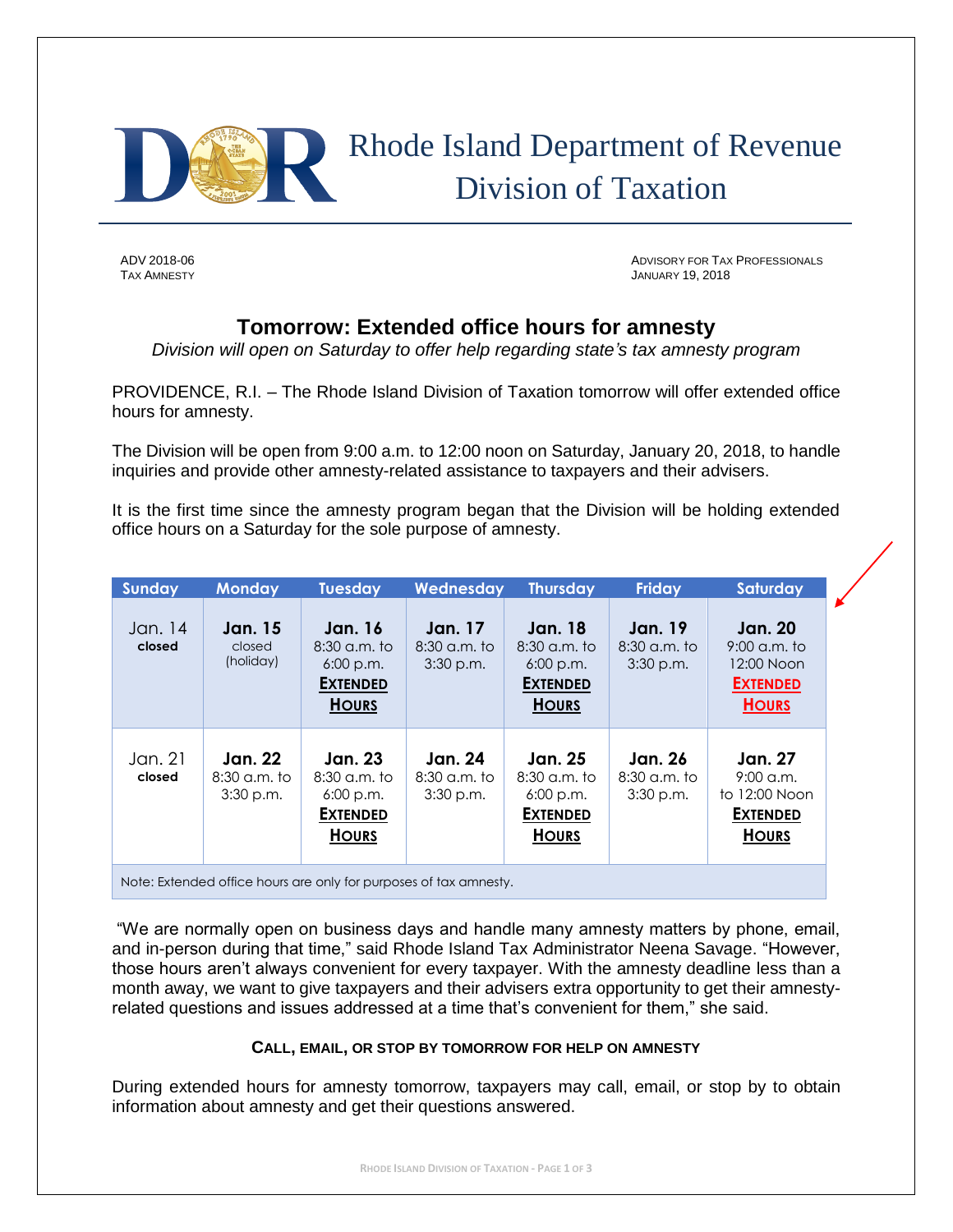# Rhode Island Department of Revenue
## Division of Taxation

ADV 2018-06
TAX AMNESTY

ADVISORY FOR TAX PROFESSIONALS
JANUARY 19, 2018

## Tomorrow: Extended office hours for amnesty

*Division will open on Saturday to offer help regarding state's tax amnesty program*

PROVIDENCE, R.I. – The Rhode Island Division of Taxation tomorrow will offer extended office hours for amnesty.

The Division will be open from 9:00 a.m. to 12:00 noon on Saturday, January 20, 2018, to handle inquiries and provide other amnesty-related assistance to taxpayers and their advisers.

It is the first time since the amnesty program began that the Division will be holding extended office hours on a Saturday for the sole purpose of amnesty.

| Sunday | Monday | Tuesday | Wednesday | Thursday | Friday | Saturday |
|---|---|---|---|---|---|---|
| Jan. 14 **closed** | **Jan. 15** closed (holiday) | **Jan. 16** 8:30 a.m. to 6:00 p.m. **EXTENDED HOURS** | **Jan. 17** 8:30 a.m. to 3:30 p.m. | **Jan. 18** 8:30 a.m. to 6:00 p.m. **EXTENDED HOURS** | **Jan. 19** 8:30 a.m. to 3:30 p.m. | **Jan. 20** 9:00 a.m. to 12:00 Noon **EXTENDED HOURS** |
| Jan. 21 **closed** | **Jan. 22** 8:30 a.m. to 3:30 p.m. | **Jan. 23** 8:30 a.m. to 6:00 p.m. **EXTENDED HOURS** | **Jan. 24** 8:30 a.m. to 3:30 p.m. | **Jan. 25** 8:30 a.m. to 6:00 p.m. **EXTENDED HOURS** | **Jan. 26** 8:30 a.m. to 3:30 p.m. | **Jan. 27** 9:00 a.m. to 12:00 Noon **EXTENDED HOURS** |

Note: Extended office hours are only for purposes of tax amnesty.

"We are normally open on business days and handle many amnesty matters by phone, email, and in-person during that time," said Rhode Island Tax Administrator Neena Savage. "However, those hours aren't always convenient for every taxpayer. With the amnesty deadline less than a month away, we want to give taxpayers and their advisers extra opportunity to get their amnesty-related questions and issues addressed at a time that's convenient for them," she said.

**CALL, EMAIL, OR STOP BY TOMORROW FOR HELP ON AMNESTY**

During extended hours for amnesty tomorrow, taxpayers may call, email, or stop by to obtain information about amnesty and get their questions answered.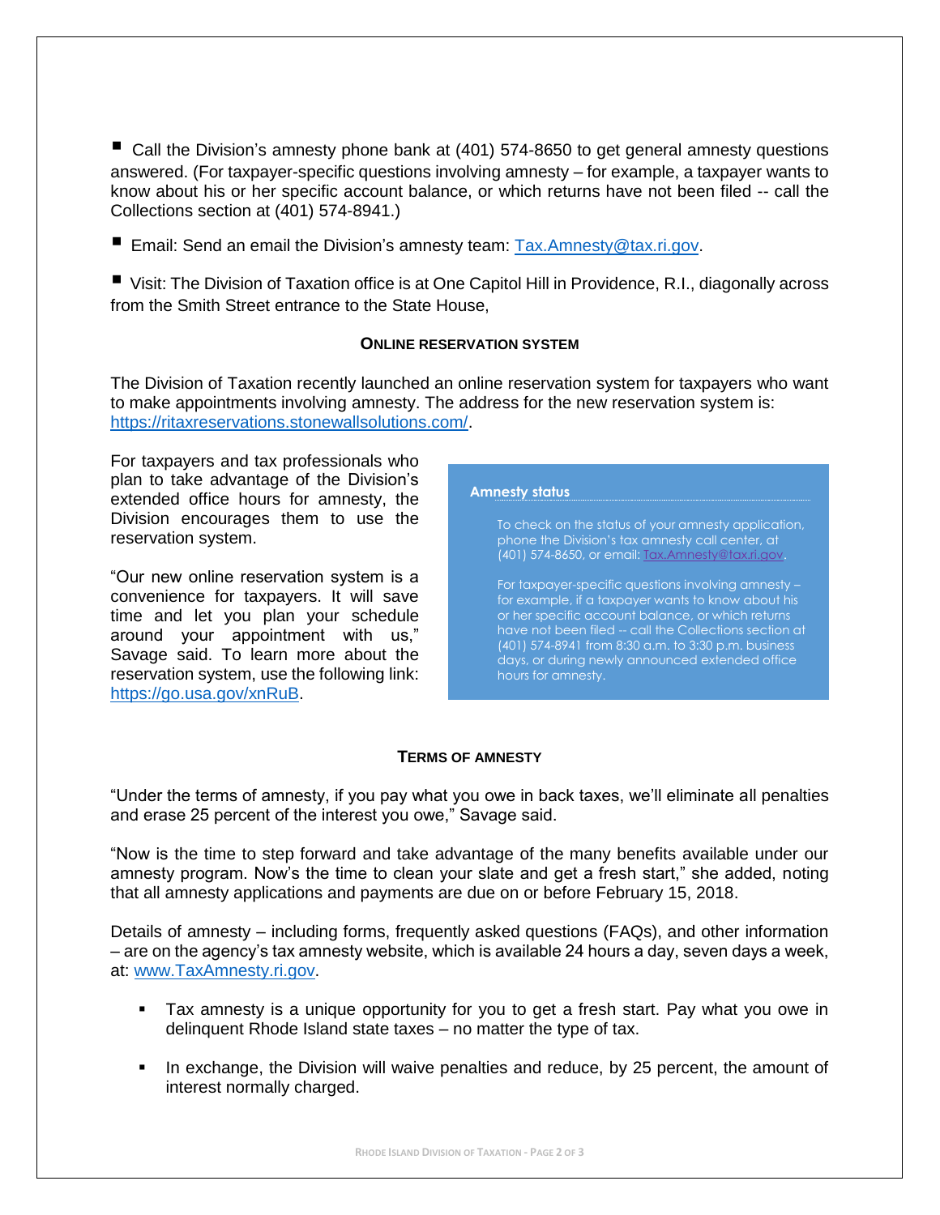- Call the Division's amnesty phone bank at (401) 574-8650 to get general amnesty questions answered. (For taxpayer-specific questions involving amnesty – for example, a taxpayer wants to know about his or her specific account balance, or which returns have not been filed -- call the Collections section at (401) 574-8941.)

- Email: Send an email the Division's amnesty team: [Tax.Amnesty@tax.ri.gov](mailto:Tax.Amnesty@tax.ri.gov).

- Visit: The Division of Taxation office is at One Capitol Hill in Providence, R.I., diagonally across from the Smith Street entrance to the State House,

### ONLINE RESERVATION SYSTEM

The Division of Taxation recently launched an online reservation system for taxpayers who want to make appointments involving amnesty. The address for the new reservation system is: [https://ritaxreservations.stonewallsolutions.com/](https://ritaxreservations.stonewallsolutions.com/).

For taxpayers and tax professionals who plan to take advantage of the Division's extended office hours for amnesty, the Division encourages them to use the reservation system.

"Our new online reservation system is a convenience for taxpayers. It will save time and let you plan your schedule around your appointment with us," Savage said. To learn more about the reservation system, use the following link: [https://go.usa.gov/xnRuB](https://go.usa.gov/xnRuB).

> **Amnesty status**
>
> To check on the status of your amnesty application, phone the Division's tax amnesty call center, at (401) 574-8650, or email: [Tax.Amnesty@tax.ri.gov](mailto:Tax.Amnesty@tax.ri.gov).
>
> For taxpayer-specific questions involving amnesty – for example, if a taxpayer wants to know about his or her specific account balance, or which returns have not been filed -- call the Collections section at (401) 574-8941 from 8:30 a.m. to 3:30 p.m. business days, or during newly announced extended office hours for amnesty.

### TERMS OF AMNESTY

"Under the terms of amnesty, if you pay what you owe in back taxes, we'll eliminate all penalties and erase 25 percent of the interest you owe," Savage said.

"Now is the time to step forward and take advantage of the many benefits available under our amnesty program. Now's the time to clean your slate and get a fresh start," she added, noting that all amnesty applications and payments are due on or before February 15, 2018.

Details of amnesty – including forms, frequently asked questions (FAQs), and other information – are on the agency's tax amnesty website, which is available 24 hours a day, seven days a week, at: [www.TaxAmnesty.ri.gov](http://www.TaxAmnesty.ri.gov).

- Tax amnesty is a unique opportunity for you to get a fresh start. Pay what you owe in delinquent Rhode Island state taxes – no matter the type of tax.
- In exchange, the Division will waive penalties and reduce, by 25 percent, the amount of interest normally charged.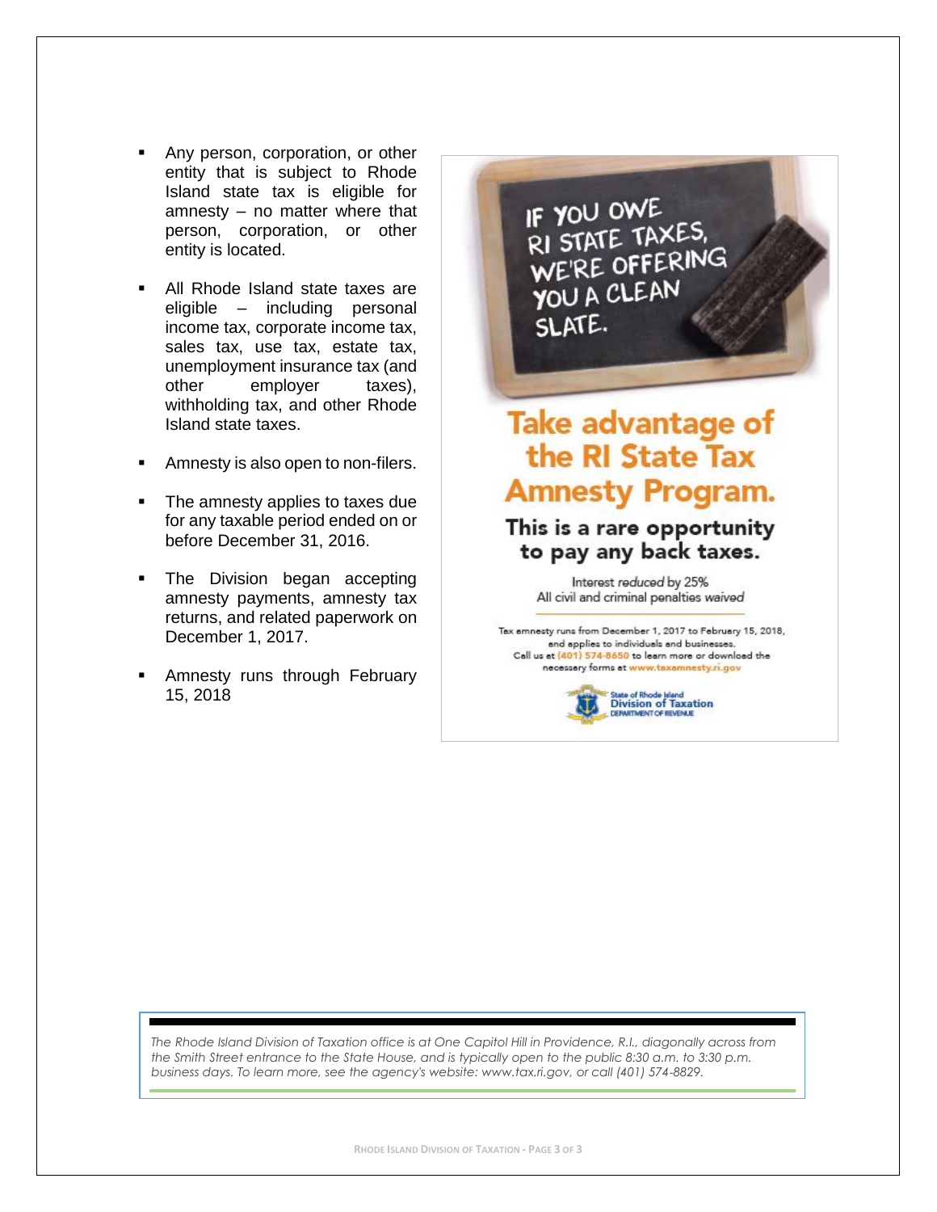- Any person, corporation, or other entity that is subject to Rhode Island state tax is eligible for amnesty – no matter where that person, corporation, or other entity is located.
- All Rhode Island state taxes are eligible – including personal income tax, corporate income tax, sales tax, use tax, estate tax, unemployment insurance tax (and other employer taxes), withholding tax, and other Rhode Island state taxes.
- Amnesty is also open to non-filers.
- The amnesty applies to taxes due for any taxable period ended on or before December 31, 2016.
- The Division began accepting amnesty payments, amnesty tax returns, and related paperwork on December 1, 2017.
- Amnesty runs through February 15, 2018

IF YOU OWE RI STATE TAXES, WE'RE OFFERING YOU A CLEAN SLATE.

## Take advantage of the RI State Tax Amnesty Program.

### This is a rare opportunity to pay any back taxes.

Interest *reduced* by 25%
All civil and criminal penalties *waived*

Tax amnesty runs from December 1, 2017 to February 15, 2018, and applies to individuals and businesses. Call us at (401) 574-8650 to learn more or download the necessary forms at www.taxamnesty.ri.gov

State of Rhode Island
Division of Taxation
DEPARTMENT OF REVENUE

*The Rhode Island Division of Taxation office is at One Capitol Hill in Providence, R.I., diagonally across from the Smith Street entrance to the State House, and is typically open to the public 8:30 a.m. to 3:30 p.m. business days. To learn more, see the agency's website: www.tax.ri.gov, or call (401) 574-8829.*